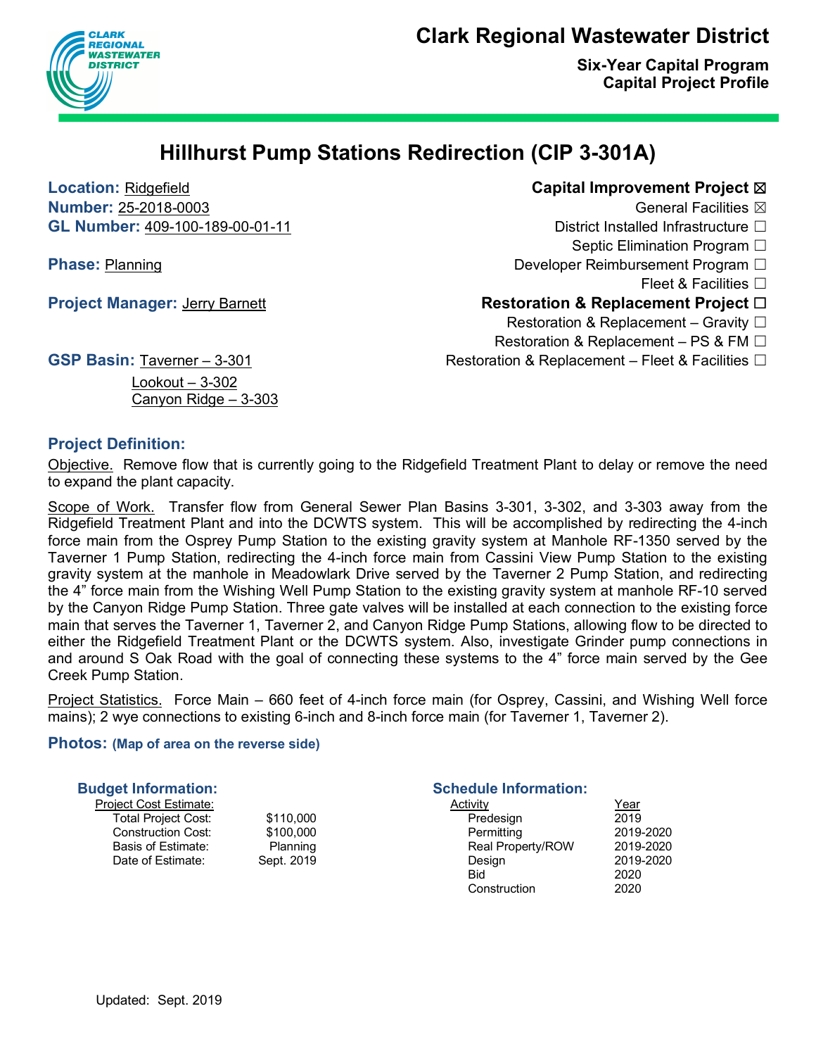# Clark Regional Wastewater District

**Six-Year Capital Program**
**Capital Project Profile**

## Hillhurst Pump Stations Redirection (CIP 3-301A)

**Location:** Ridgefield
**Number:** 25-2018-0003
**GL Number:** 409-100-189-00-01-11

**Phase:** Planning

**Project Manager:** Jerry Barnett

**GSP Basin:** Taverner – 3-301
Lookout – 3-302
Canyon Ridge – 3-303

**Capital Improvement Project** ☒
- General Facilities ☒
- District Installed Infrastructure ☐
- Septic Elimination Program ☐
- Developer Reimbursement Program ☐
- Fleet & Facilities ☐

**Restoration & Replacement Project** ☐
- Restoration & Replacement – Gravity ☐
- Restoration & Replacement – PS & FM ☐
- Restoration & Replacement – Fleet & Facilities ☐

### Project Definition:

Objective. Remove flow that is currently going to the Ridgefield Treatment Plant to delay or remove the need to expand the plant capacity.

Scope of Work. Transfer flow from General Sewer Plan Basins 3-301, 3-302, and 3-303 away from the Ridgefield Treatment Plant and into the DCWTS system. This will be accomplished by redirecting the 4-inch force main from the Osprey Pump Station to the existing gravity system at Manhole RF-1350 served by the Taverner 1 Pump Station, redirecting the 4-inch force main from Cassini View Pump Station to the existing gravity system at the manhole in Meadowlark Drive served by the Taverner 2 Pump Station, and redirecting the 4" force main from the Wishing Well Pump Station to the existing gravity system at manhole RF-10 served by the Canyon Ridge Pump Station. Three gate valves will be installed at each connection to the existing force main that serves the Taverner 1, Taverner 2, and Canyon Ridge Pump Stations, allowing flow to be directed to either the Ridgefield Treatment Plant or the DCWTS system. Also, investigate Grinder pump connections in and around S Oak Road with the goal of connecting these systems to the 4" force main served by the Gee Creek Pump Station.

Project Statistics. Force Main – 660 feet of 4-inch force main (for Osprey, Cassini, and Wishing Well force mains); 2 wye connections to existing 6-inch and 8-inch force main (for Taverner 1, Taverner 2).

### Photos: (Map of area on the reverse side)

### Budget Information:

Project Cost Estimate:

| | |
|---|---|
| Total Project Cost: | $110,000 |
| Construction Cost: | $100,000 |
| Basis of Estimate: | Planning |
| Date of Estimate: | Sept. 2019 |

### Schedule Information:

| Activity | Year |
|---|---|
| Predesign | 2019 |
| Permitting | 2019-2020 |
| Real Property/ROW | 2019-2020 |
| Design | 2019-2020 |
| Bid | 2020 |
| Construction | 2020 |

Updated: Sept. 2019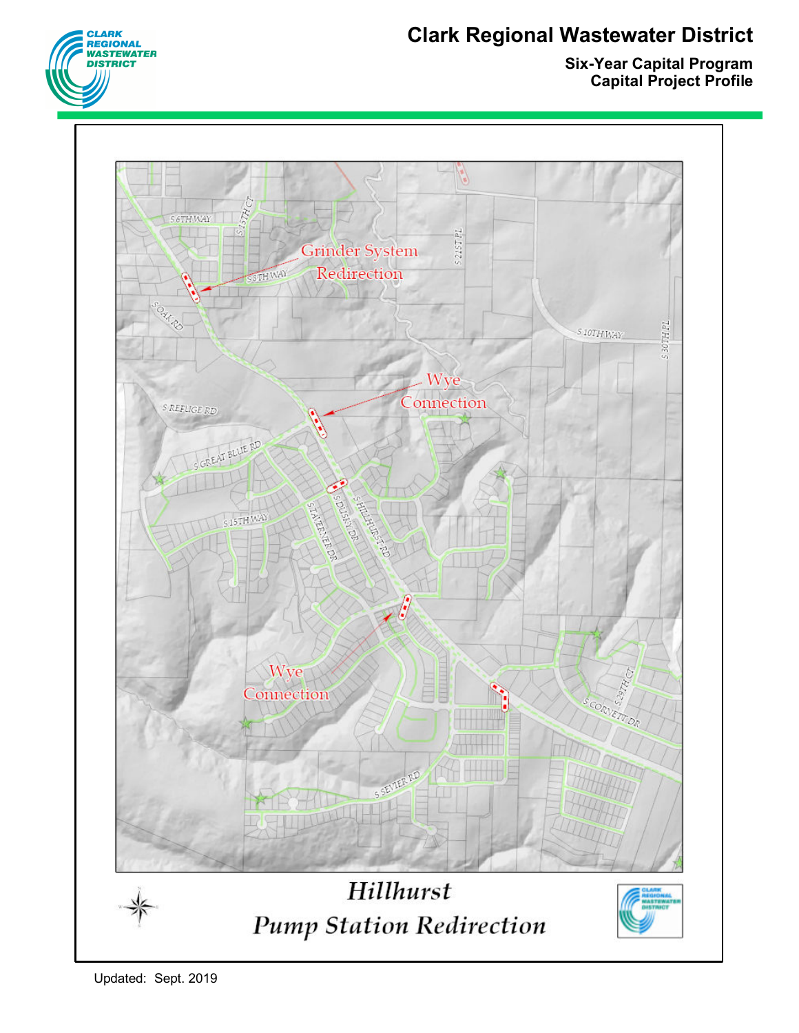# Clark Regional Wastewater District

### Six-Year Capital Program
### Capital Project Profile

S 6TH WAY
S 15TH CT
S 21ST PL
Grinder System Redirection
S 8TH WAY
S OAK RD
S 10TH WAY
S 30TH PL
Wye Connection
S REFUGE RD
S GREAT BLUE RD
S 15TH WAY
S TAVERNER DR
S DUSKY DR
S HILLHURST RD
Wye Connection
S 29TH CT
S CORNETT DR
S SEVIER RD

*Hillhurst*
*Pump Station Redirection*

Updated: Sept. 2019